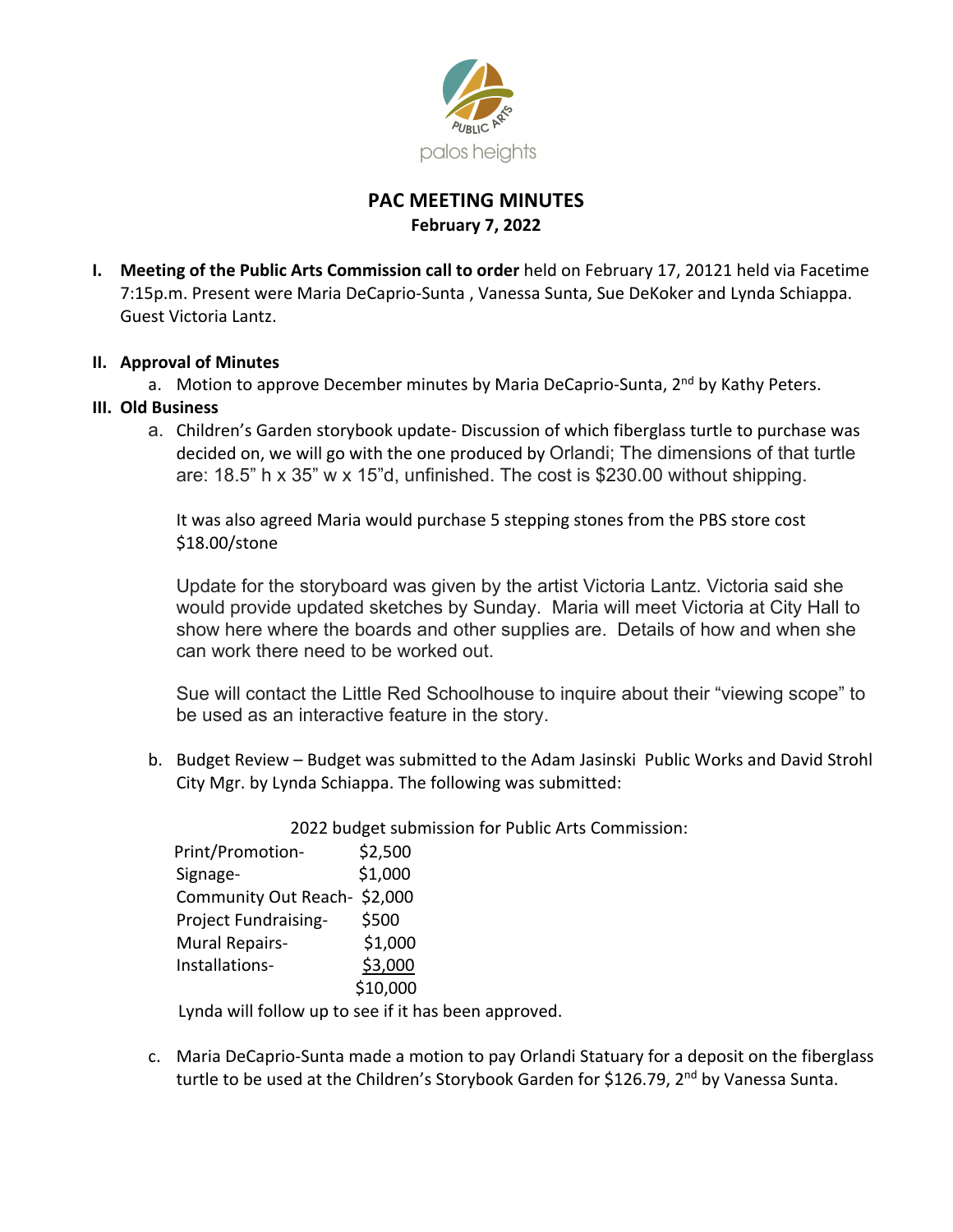# PAC MEETING MINUTES

**February 7, 2022**

I. **Meeting of the Public Arts Commission call to order** held on February 17, 20121 held via Facetime 7:15p.m. Present were Maria DeCaprio-Sunta , Vanessa Sunta, Sue DeKoker and Lynda Schiappa. Guest Victoria Lantz.

II. **Approval of Minutes**

a. Motion to approve December minutes by Maria DeCaprio-Sunta, 2nd by Kathy Peters.

III. **Old Business**

a. Children's Garden storybook update- Discussion of which fiberglass turtle to purchase was decided on, we will go with the one produced by Orlandi; The dimensions of that turtle are: 18.5" h x 35" w x 15"d, unfinished. The cost is $230.00 without shipping.

It was also agreed Maria would purchase 5 stepping stones from the PBS store cost $18.00/stone

Update for the storyboard was given by the artist Victoria Lantz. Victoria said she would provide updated sketches by Sunday. Maria will meet Victoria at City Hall to show here where the boards and other supplies are. Details of how and when she can work there need to be worked out.

Sue will contact the Little Red Schoolhouse to inquire about their "viewing scope" to be used as an interactive feature in the story.

b. Budget Review – Budget was submitted to the Adam Jasinski Public Works and David Strohl City Mgr. by Lynda Schiappa. The following was submitted:

2022 budget submission for Public Arts Commission:

| | |
|---|---|
| Print/Promotion- | $2,500 |
| Signage- | $1,000 |
| Community Out Reach- | $2,000 |
| Project Fundraising- | $500 |
| Mural Repairs- | $1,000 |
| Installations- | $3,000 |
| | $10,000 |

Lynda will follow up to see if it has been approved.

c. Maria DeCaprio-Sunta made a motion to pay Orlandi Statuary for a deposit on the fiberglass turtle to be used at the Children's Storybook Garden for $126.79, 2nd by Vanessa Sunta.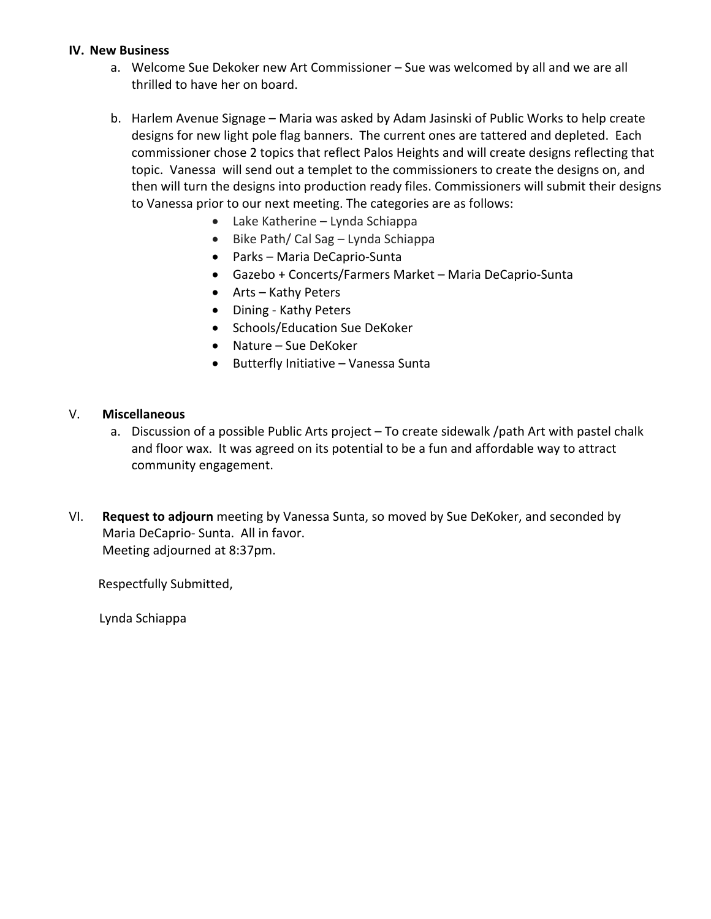## IV. New Business

a. Welcome Sue Dekoker new Art Commissioner – Sue was welcomed by all and we are all thrilled to have her on board.

b. Harlem Avenue Signage – Maria was asked by Adam Jasinski of Public Works to help create designs for new light pole flag banners. The current ones are tattered and depleted. Each commissioner chose 2 topics that reflect Palos Heights and will create designs reflecting that topic. Vanessa will send out a templet to the commissioners to create the designs on, and then will turn the designs into production ready files. Commissioners will submit their designs to Vanessa prior to our next meeting. The categories are as follows:

- Lake Katherine – Lynda Schiappa
- Bike Path/ Cal Sag – Lynda Schiappa
- Parks – Maria DeCaprio-Sunta
- Gazebo + Concerts/Farmers Market – Maria DeCaprio-Sunta
- Arts – Kathy Peters
- Dining - Kathy Peters
- Schools/Education Sue DeKoker
- Nature – Sue DeKoker
- Butterfly Initiative – Vanessa Sunta

## V. Miscellaneous

a. Discussion of a possible Public Arts project – To create sidewalk /path Art with pastel chalk and floor wax. It was agreed on its potential to be a fun and affordable way to attract community engagement.

## VI. **Request to adjourn** meeting by Vanessa Sunta, so moved by Sue DeKoker, and seconded by Maria DeCaprio- Sunta. All in favor.

Meeting adjourned at 8:37pm.

Respectfully Submitted,

Lynda Schiappa